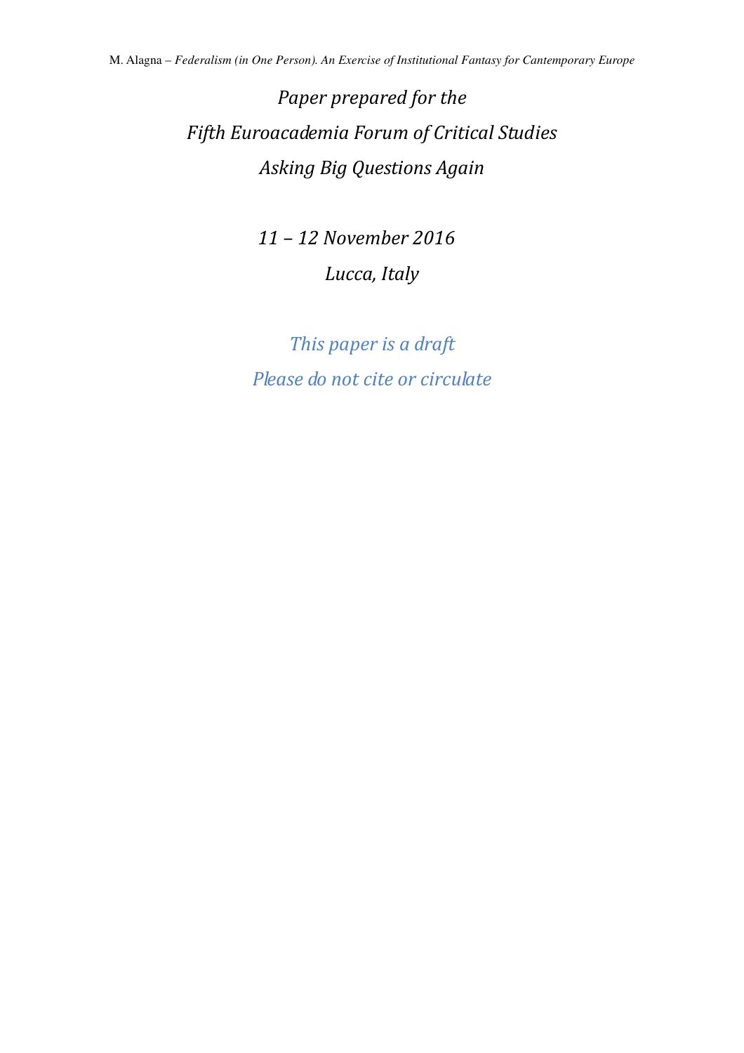*Paper prepared for the*

*Fifth Euroacademia Forum of Critical Studies*

*Asking Big Questions Again*

*11 – 12 November 2016*

*Lucca, Italy*

*This paper is a draft*

*Please do not cite or circulate*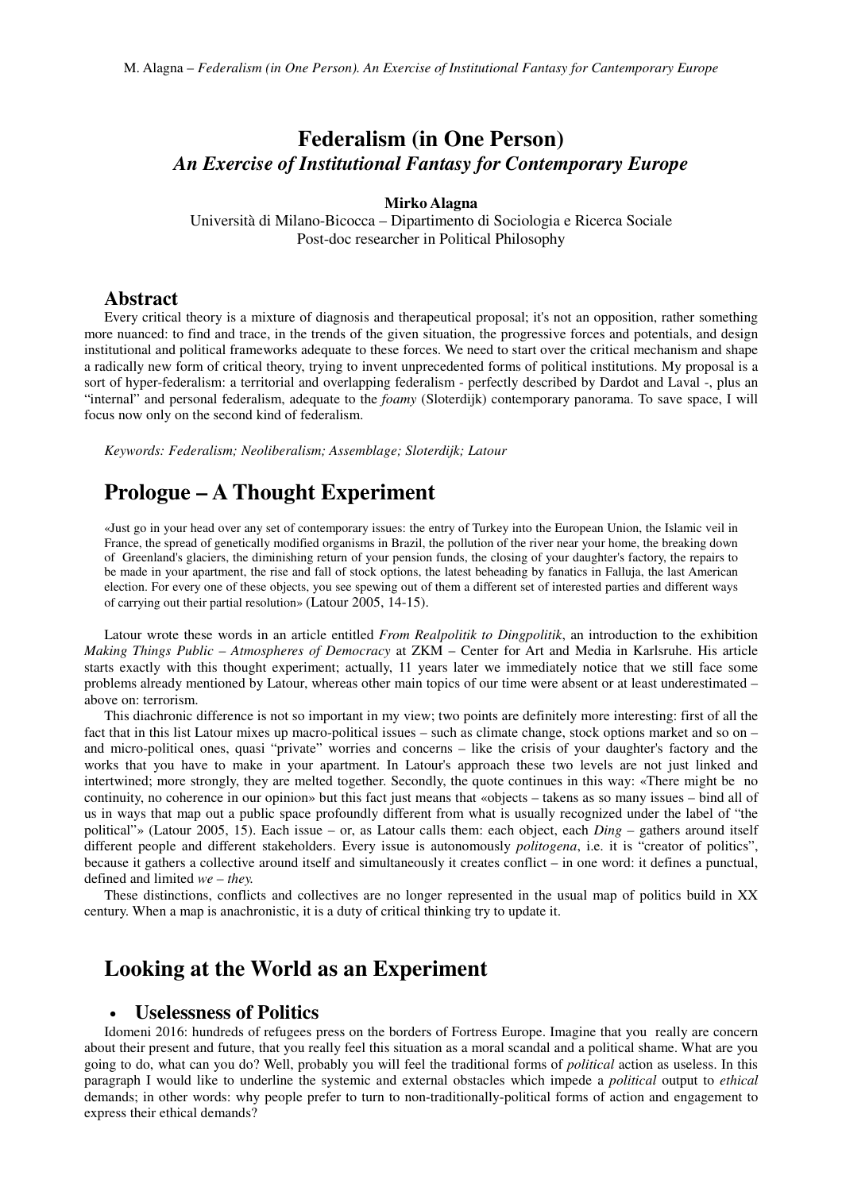# Federalism (in One Person)

## *An Exercise of Institutional Fantasy for Contemporary Europe*

**Mirko Alagna**

Università di Milano-Bicocca – Dipartimento di Sociologia e Ricerca Sociale
Post-doc researcher in Political Philosophy

## Abstract

Every critical theory is a mixture of diagnosis and therapeutical proposal; it's not an opposition, rather something more nuanced: to find and trace, in the trends of the given situation, the progressive forces and potentials, and design institutional and political frameworks adequate to these forces. We need to start over the critical mechanism and shape a radically new form of critical theory, trying to invent unprecedented forms of political institutions. My proposal is a sort of hyper-federalism: a territorial and overlapping federalism - perfectly described by Dardot and Laval -, plus an "internal" and personal federalism, adequate to the *foamy* (Sloterdijk) contemporary panorama. To save space, I will focus now only on the second kind of federalism.

*Keywords: Federalism; Neoliberalism; Assemblage; Sloterdijk; Latour*

# Prologue – A Thought Experiment

«Just go in your head over any set of contemporary issues: the entry of Turkey into the European Union, the Islamic veil in France, the spread of genetically modified organisms in Brazil, the pollution of the river near your home, the breaking down of Greenland's glaciers, the diminishing return of your pension funds, the closing of your daughter's factory, the repairs to be made in your apartment, the rise and fall of stock options, the latest beheading by fanatics in Falluja, the last American election. For every one of these objects, you see spewing out of them a different set of interested parties and different ways of carrying out their partial resolution» (Latour 2005, 14-15).

Latour wrote these words in an article entitled *From Realpolitik to Dingpolitik*, an introduction to the exhibition *Making Things Public – Atmospheres of Democracy* at ZKM – Center for Art and Media in Karlsruhe. His article starts exactly with this thought experiment; actually, 11 years later we immediately notice that we still face some problems already mentioned by Latour, whereas other main topics of our time were absent or at least underestimated – above on: terrorism.

This diachronic difference is not so important in my view; two points are definitely more interesting: first of all the fact that in this list Latour mixes up macro-political issues – such as climate change, stock options market and so on – and micro-political ones, quasi "private" worries and concerns – like the crisis of your daughter's factory and the works that you have to make in your apartment. In Latour's approach these two levels are not just linked and intertwined; more strongly, they are melted together. Secondly, the quote continues in this way: «There might be no continuity, no coherence in our opinion» but this fact just means that «objects – takens as so many issues – bind all of us in ways that map out a public space profoundly different from what is usually recognized under the label of "the political"» (Latour 2005, 15). Each issue – or, as Latour calls them: each object, each *Ding* – gathers around itself different people and different stakeholders. Every issue is autonomously *politogena*, i.e. it is "creator of politics", because it gathers a collective around itself and simultaneously it creates conflict – in one word: it defines a punctual, defined and limited *we – they.*

These distinctions, conflicts and collectives are no longer represented in the usual map of politics build in XX century. When a map is anachronistic, it is a duty of critical thinking try to update it.

# Looking at the World as an Experiment

## • Uselessness of Politics

Idomeni 2016: hundreds of refugees press on the borders of Fortress Europe. Imagine that you really are concern about their present and future, that you really feel this situation as a moral scandal and a political shame. What are you going to do, what can you do? Well, probably you will feel the traditional forms of *political* action as useless. In this paragraph I would like to underline the systemic and external obstacles which impede a *political* output to *ethical* demands; in other words: why people prefer to turn to non-traditionally-political forms of action and engagement to express their ethical demands?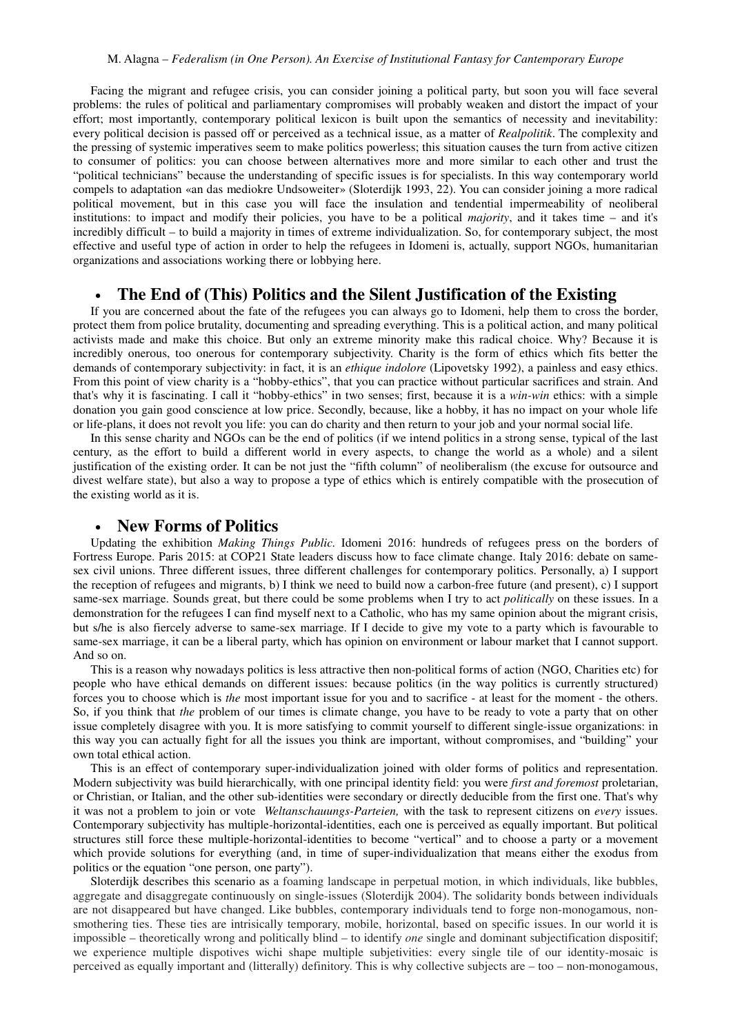Facing the migrant and refugee crisis, you can consider joining a political party, but soon you will face several problems: the rules of political and parliamentary compromises will probably weaken and distort the impact of your effort; most importantly, contemporary political lexicon is built upon the semantics of necessity and inevitability: every political decision is passed off or perceived as a technical issue, as a matter of *Realpolitik*. The complexity and the pressing of systemic imperatives seem to make politics powerless; this situation causes the turn from active citizen to consumer of politics: you can choose between alternatives more and more similar to each other and trust the "political technicians" because the understanding of specific issues is for specialists. In this way contemporary world compels to adaptation «an das mediokre Undsoweiter» (Sloterdijk 1993, 22). You can consider joining a more radical political movement, but in this case you will face the insulation and tendential impermeability of neoliberal institutions: to impact and modify their policies, you have to be a political *majority*, and it takes time – and it's incredibly difficult – to build a majority in times of extreme individualization. So, for contemporary subject, the most effective and useful type of action in order to help the refugees in Idomeni is, actually, support NGOs, humanitarian organizations and associations working there or lobbying here.

## The End of (This) Politics and the Silent Justification of the Existing

If you are concerned about the fate of the refugees you can always go to Idomeni, help them to cross the border, protect them from police brutality, documenting and spreading everything. This is a political action, and many political activists made and make this choice. But only an extreme minority make this radical choice. Why? Because it is incredibly onerous, too onerous for contemporary subjectivity. Charity is the form of ethics which fits better the demands of contemporary subjectivity: in fact, it is an *ethique indolore* (Lipovetsky 1992), a painless and easy ethics. From this point of view charity is a "hobby-ethics", that you can practice without particular sacrifices and strain. And that's why it is fascinating. I call it "hobby-ethics" in two senses; first, because it is a *win-win* ethics: with a simple donation you gain good conscience at low price. Secondly, because, like a hobby, it has no impact on your whole life or life-plans, it does not revolt you life: you can do charity and then return to your job and your normal social life.

In this sense charity and NGOs can be the end of politics (if we intend politics in a strong sense, typical of the last century, as the effort to build a different world in every aspects, to change the world as a whole) and a silent justification of the existing order. It can be not just the "fifth column" of neoliberalism (the excuse for outsource and divest welfare state), but also a way to propose a type of ethics which is entirely compatible with the prosecution of the existing world as it is.

## New Forms of Politics

Updating the exhibition *Making Things Public*. Idomeni 2016: hundreds of refugees press on the borders of Fortress Europe. Paris 2015: at COP21 State leaders discuss how to face climate change. Italy 2016: debate on same-sex civil unions. Three different issues, three different challenges for contemporary politics. Personally, a) I support the reception of refugees and migrants, b) I think we need to build now a carbon-free future (and present), c) I support same-sex marriage. Sounds great, but there could be some problems when I try to act *politically* on these issues. In a demonstration for the refugees I can find myself next to a Catholic, who has my same opinion about the migrant crisis, but s/he is also fiercely adverse to same-sex marriage. If I decide to give my vote to a party which is favourable to same-sex marriage, it can be a liberal party, which has opinion on environment or labour market that I cannot support. And so on.

This is a reason why nowadays politics is less attractive then non-political forms of action (NGO, Charities etc) for people who have ethical demands on different issues: because politics (in the way politics is currently structured) forces you to choose which is *the* most important issue for you and to sacrifice - at least for the moment - the others. So, if you think that *the* problem of our times is climate change, you have to be ready to vote a party that on other issue completely disagree with you. It is more satisfying to commit yourself to different single-issue organizations: in this way you can actually fight for all the issues you think are important, without compromises, and "building" your own total ethical action.

This is an effect of contemporary super-individualization joined with older forms of politics and representation. Modern subjectivity was build hierarchically, with one principal identity field: you were *first and foremost* proletarian, or Christian, or Italian, and the other sub-identities were secondary or directly deducible from the first one. That's why it was not a problem to join or vote *Weltanschauungs-Parteien,* with the task to represent citizens on *every* issues. Contemporary subjectivity has multiple-horizontal-identities, each one is perceived as equally important. But political structures still force these multiple-horizontal-identities to become "vertical" and to choose a party or a movement which provide solutions for everything (and, in time of super-individualization that means either the exodus from politics or the equation "one person, one party").

Sloterdijk describes this scenario as a foaming landscape in perpetual motion, in which individuals, like bubbles, aggregate and disaggregate continuously on single-issues (Sloterdijk 2004). The solidarity bonds between individuals are not disappeared but have changed. Like bubbles, contemporary individuals tend to forge non-monogamous, non-smothering ties. These ties are intrisically temporary, mobile, horizontal, based on specific issues. In our world it is impossible – theoretically wrong and politically blind – to identify *one* single and dominant subjectification dispositif; we experience multiple dispotives wichi shape multiple subjetivities: every single tile of our identity-mosaic is perceived as equally important and (litterally) definitory. This is why collective subjects are – too – non-monogamous,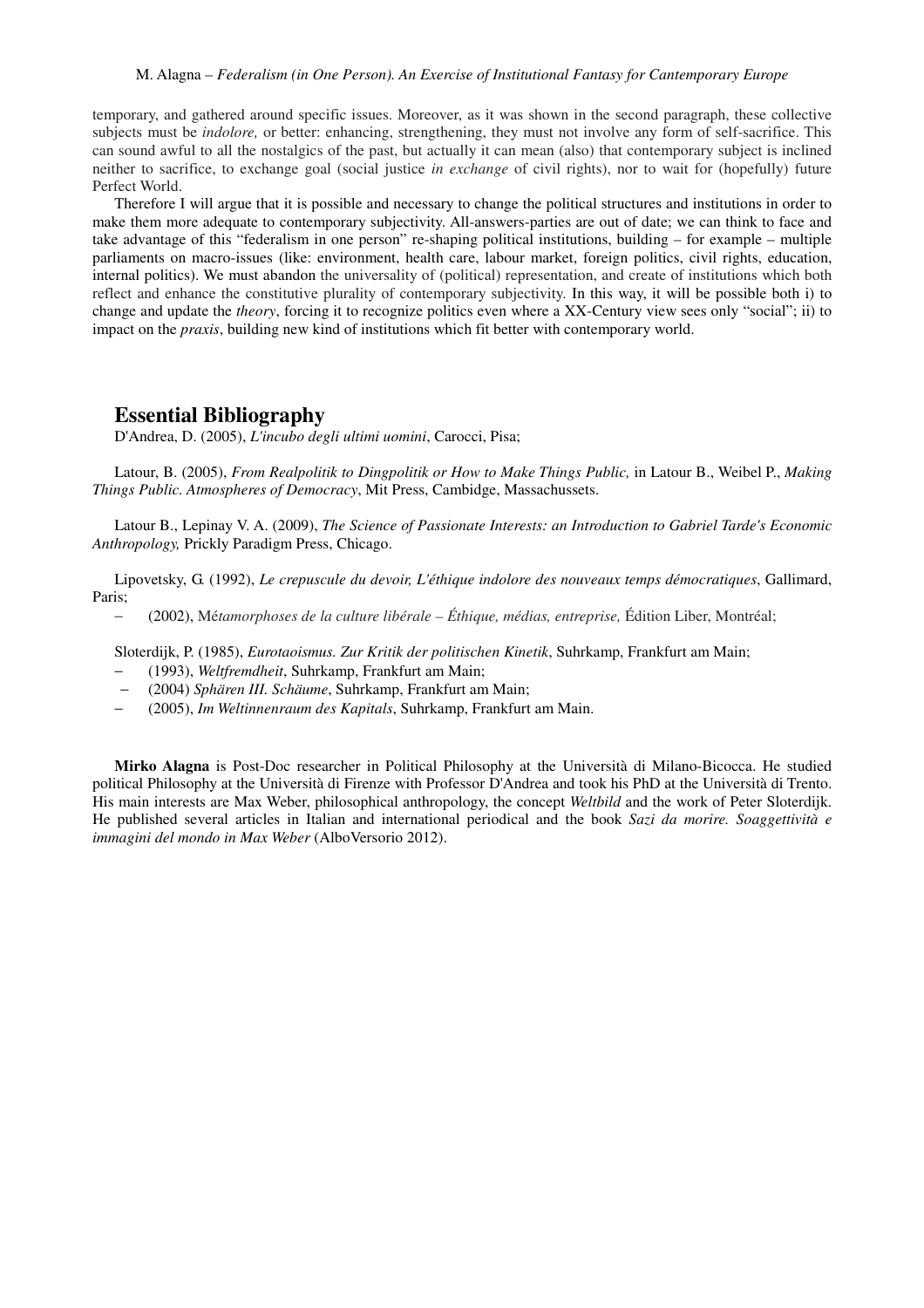temporary, and gathered around specific issues. Moreover, as it was shown in the second paragraph, these collective subjects must be *indolore,* or better: enhancing, strengthening, they must not involve any form of self-sacrifice. This can sound awful to all the nostalgics of the past, but actually it can mean (also) that contemporary subject is inclined neither to sacrifice, to exchange goal (social justice *in exchange* of civil rights), nor to wait for (hopefully) future Perfect World.

Therefore I will argue that it is possible and necessary to change the political structures and institutions in order to make them more adequate to contemporary subjectivity. All-answers-parties are out of date; we can think to face and take advantage of this "federalism in one person" re-shaping political institutions, building – for example – multiple parliaments on macro-issues (like: environment, health care, labour market, foreign politics, civil rights, education, internal politics). We must abandon the universality of (political) representation, and create of institutions which both reflect and enhance the constitutive plurality of contemporary subjectivity. In this way, it will be possible both i) to change and update the *theory*, forcing it to recognize politics even where a XX-Century view sees only "social"; ii) to impact on the *praxis*, building new kind of institutions which fit better with contemporary world.

## Essential Bibliography

D'Andrea, D. (2005), *L'incubo degli ultimi uomini*, Carocci, Pisa;

Latour, B. (2005), *From Realpolitik to Dingpolitik or How to Make Things Public,* in Latour B., Weibel P., *Making Things Public. Atmospheres of Democracy*, Mit Press, Cambidge, Massachussets.

Latour B., Lepinay V. A. (2009), *The Science of Passionate Interests: an Introduction to Gabriel Tarde's Economic Anthropology,* Prickly Paradigm Press, Chicago.

Lipovetsky, G. (1992), *Le crepuscule du devoir, L'éthique indolore des nouveaux temps démocratiques*, Gallimard, Paris;

- (2002), M*étamorphoses de la culture libérale – Éthique, médias, entreprise,* Édition Liber, Montréal;

Sloterdijk, P. (1985), *Eurotaoismus. Zur Kritik der politischen Kinetik*, Suhrkamp, Frankfurt am Main;

- (1993), *Weltfremdheit*, Suhrkamp, Frankfurt am Main;
- (2004) *Sphären III. Schäume*, Suhrkamp, Frankfurt am Main;
- (2005), *Im Weltinnenraum des Kapitals*, Suhrkamp, Frankfurt am Main.

**Mirko Alagna** is Post-Doc researcher in Political Philosophy at the Università di Milano-Bicocca. He studied political Philosophy at the Università di Firenze with Professor D'Andrea and took his PhD at the Università di Trento. His main interests are Max Weber, philosophical anthropology, the concept *Weltbild* and the work of Peter Sloterdijk. He published several articles in Italian and international periodical and the book *Sazi da morire. Soaggettività e immagini del mondo in Max Weber* (AlboVersorio 2012).